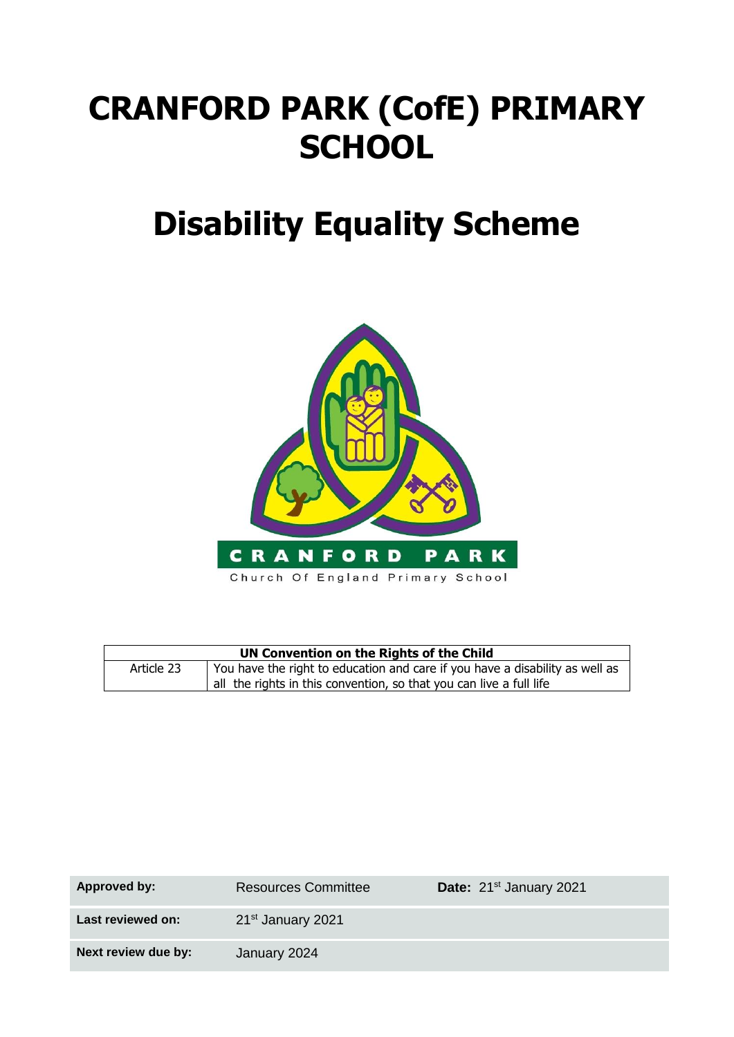# CRANFORD PARK (CofE) PRIMARY SCHOOL

# Disability Equality Scheme

| UN Convention on the Rights of the Child | |
|---|---|
| Article 23 | You have the right to education and care if you have a disability as well as all the rights in this convention, so that you can live a full life |

| | | |
|---|---|---|
| **Approved by:** | Resources Committee | **Date:** 21st January 2021 |
| **Last reviewed on:** | 21st January 2021 | |
| **Next review due by:** | January 2024 | |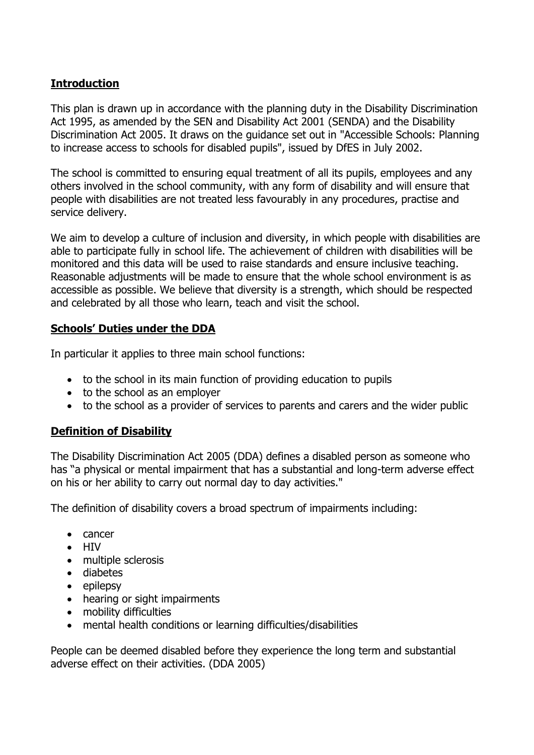## **Introduction**

This plan is drawn up in accordance with the planning duty in the Disability Discrimination Act 1995, as amended by the SEN and Disability Act 2001 (SENDA) and the Disability Discrimination Act 2005. It draws on the guidance set out in "Accessible Schools: Planning to increase access to schools for disabled pupils", issued by DfES in July 2002.

The school is committed to ensuring equal treatment of all its pupils, employees and any others involved in the school community, with any form of disability and will ensure that people with disabilities are not treated less favourably in any procedures, practise and service delivery.

We aim to develop a culture of inclusion and diversity, in which people with disabilities are able to participate fully in school life. The achievement of children with disabilities will be monitored and this data will be used to raise standards and ensure inclusive teaching. Reasonable adjustments will be made to ensure that the whole school environment is as accessible as possible. We believe that diversity is a strength, which should be respected and celebrated by all those who learn, teach and visit the school.

## **Schools' Duties under the DDA**

In particular it applies to three main school functions:

- to the school in its main function of providing education to pupils
- to the school as an employer
- to the school as a provider of services to parents and carers and the wider public

## **Definition of Disability**

The Disability Discrimination Act 2005 (DDA) defines a disabled person as someone who has "a physical or mental impairment that has a substantial and long-term adverse effect on his or her ability to carry out normal day to day activities."

The definition of disability covers a broad spectrum of impairments including:

- cancer
- HIV
- multiple sclerosis
- diabetes
- epilepsy
- hearing or sight impairments
- mobility difficulties
- mental health conditions or learning difficulties/disabilities

People can be deemed disabled before they experience the long term and substantial adverse effect on their activities. (DDA 2005)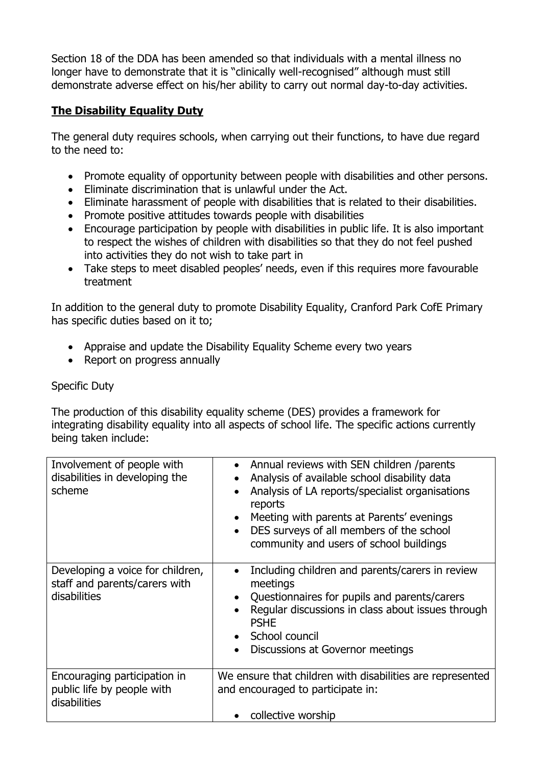Section 18 of the DDA has been amended so that individuals with a mental illness no longer have to demonstrate that it is "clinically well-recognised" although must still demonstrate adverse effect on his/her ability to carry out normal day-to-day activities.

## **The Disability Equality Duty**

The general duty requires schools, when carrying out their functions, to have due regard to the need to:

- Promote equality of opportunity between people with disabilities and other persons.
- Eliminate discrimination that is unlawful under the Act.
- Eliminate harassment of people with disabilities that is related to their disabilities.
- Promote positive attitudes towards people with disabilities
- Encourage participation by people with disabilities in public life. It is also important to respect the wishes of children with disabilities so that they do not feel pushed into activities they do not wish to take part in
- Take steps to meet disabled peoples' needs, even if this requires more favourable treatment

In addition to the general duty to promote Disability Equality, Cranford Park CofE Primary has specific duties based on it to;

- Appraise and update the Disability Equality Scheme every two years
- Report on progress annually

Specific Duty

The production of this disability equality scheme (DES) provides a framework for integrating disability equality into all aspects of school life. The specific actions currently being taken include:

| | |
|---|---|
| Involvement of people with disabilities in developing the scheme | • Annual reviews with SEN children /parents<br>• Analysis of available school disability data<br>• Analysis of LA reports/specialist organisations reports<br>• Meeting with parents at Parents' evenings<br>• DES surveys of all members of the school community and users of school buildings |
| Developing a voice for children, staff and parents/carers with disabilities | • Including children and parents/carers in review meetings<br>• Questionnaires for pupils and parents/carers<br>• Regular discussions in class about issues through PSHE<br>• School council<br>• Discussions at Governor meetings |
| Encouraging participation in public life by people with disabilities | We ensure that children with disabilities are represented and encouraged to participate in:<br>• collective worship |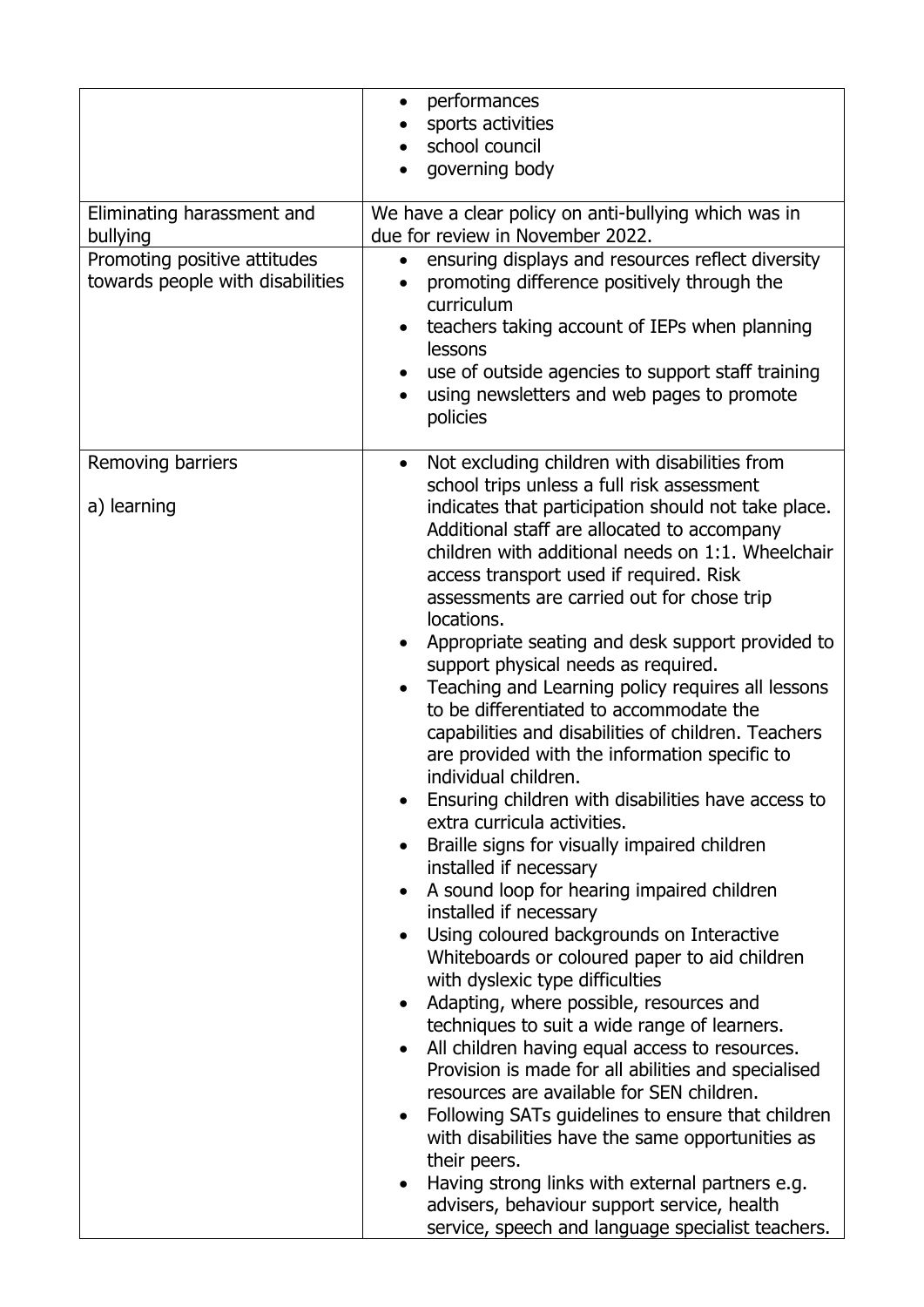| | |
|---|---|
| | • performances<br>• sports activities<br>• school council<br>• governing body |
| Eliminating harassment and bullying | We have a clear policy on anti-bullying which was in due for review in November 2022. |
| Promoting positive attitudes towards people with disabilities | • ensuring displays and resources reflect diversity<br>• promoting difference positively through the curriculum<br>• teachers taking account of IEPs when planning lessons<br>• use of outside agencies to support staff training<br>• using newsletters and web pages to promote policies |
| Removing barriers<br><br>a) learning | • Not excluding children with disabilities from school trips unless a full risk assessment indicates that participation should not take place. Additional staff are allocated to accompany children with additional needs on 1:1. Wheelchair access transport used if required. Risk assessments are carried out for chose trip locations.<br>• Appropriate seating and desk support provided to support physical needs as required.<br>• Teaching and Learning policy requires all lessons to be differentiated to accommodate the capabilities and disabilities of children. Teachers are provided with the information specific to individual children.<br>• Ensuring children with disabilities have access to extra curricula activities.<br>• Braille signs for visually impaired children installed if necessary<br>• A sound loop for hearing impaired children installed if necessary<br>• Using coloured backgrounds on Interactive Whiteboards or coloured paper to aid children with dyslexic type difficulties<br>• Adapting, where possible, resources and techniques to suit a wide range of learners.<br>• All children having equal access to resources. Provision is made for all abilities and specialised resources are available for SEN children.<br>• Following SATs guidelines to ensure that children with disabilities have the same opportunities as their peers.<br>• Having strong links with external partners e.g. advisers, behaviour support service, health service, speech and language specialist teachers. |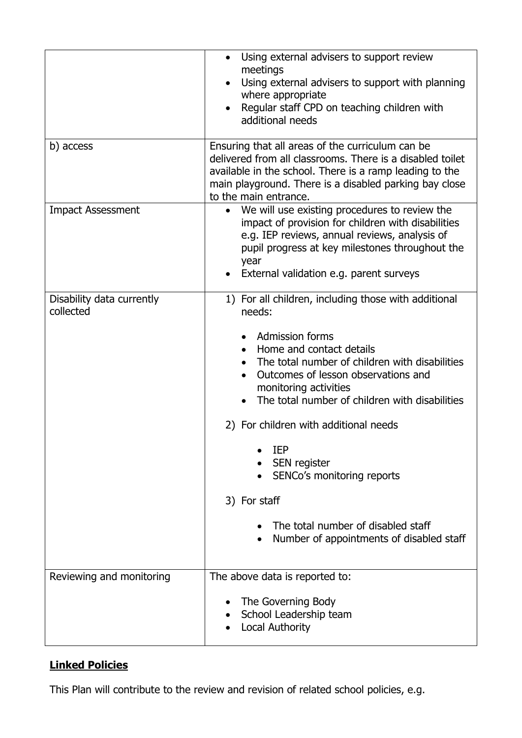| | |
|---|---|
| | • Using external advisers to support review meetings<br>• Using external advisers to support with planning where appropriate<br>• Regular staff CPD on teaching children with additional needs |
| b) access | Ensuring that all areas of the curriculum can be delivered from all classrooms. There is a disabled toilet available in the school. There is a ramp leading to the main playground. There is a disabled parking bay close to the main entrance. |
| Impact Assessment | • We will use existing procedures to review the impact of provision for children with disabilities e.g. IEP reviews, annual reviews, analysis of pupil progress at key milestones throughout the year<br>• External validation e.g. parent surveys |
| Disability data currently collected | 1) For all children, including those with additional needs:<br>• Admission forms<br>• Home and contact details<br>• The total number of children with disabilities<br>• Outcomes of lesson observations and monitoring activities<br>• The total number of children with disabilities<br>2) For children with additional needs<br>• IEP<br>• SEN register<br>• SENCo's monitoring reports<br>3) For staff<br>• The total number of disabled staff<br>• Number of appointments of disabled staff |
| Reviewing and monitoring | The above data is reported to:<br>• The Governing Body<br>• School Leadership team<br>• Local Authority |

## **Linked Policies**

This Plan will contribute to the review and revision of related school policies, e.g.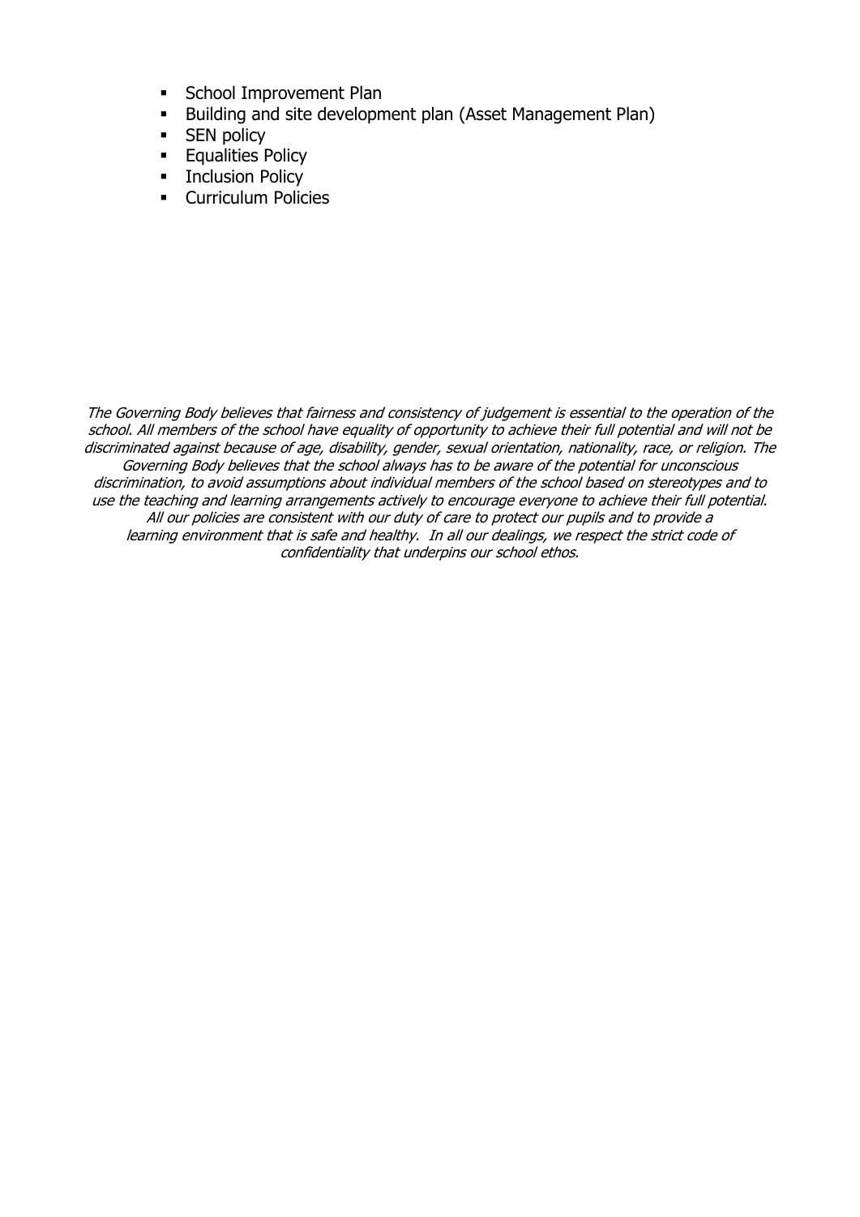- School Improvement Plan
- Building and site development plan (Asset Management Plan)
- SEN policy
- Equalities Policy
- Inclusion Policy
- Curriculum Policies

*The Governing Body believes that fairness and consistency of judgement is essential to the operation of the school. All members of the school have equality of opportunity to achieve their full potential and will not be discriminated against because of age, disability, gender, sexual orientation, nationality, race, or religion. The Governing Body believes that the school always has to be aware of the potential for unconscious discrimination, to avoid assumptions about individual members of the school based on stereotypes and to use the teaching and learning arrangements actively to encourage everyone to achieve their full potential. All our policies are consistent with our duty of care to protect our pupils and to provide a learning environment that is safe and healthy. In all our dealings, we respect the strict code of confidentiality that underpins our school ethos.*